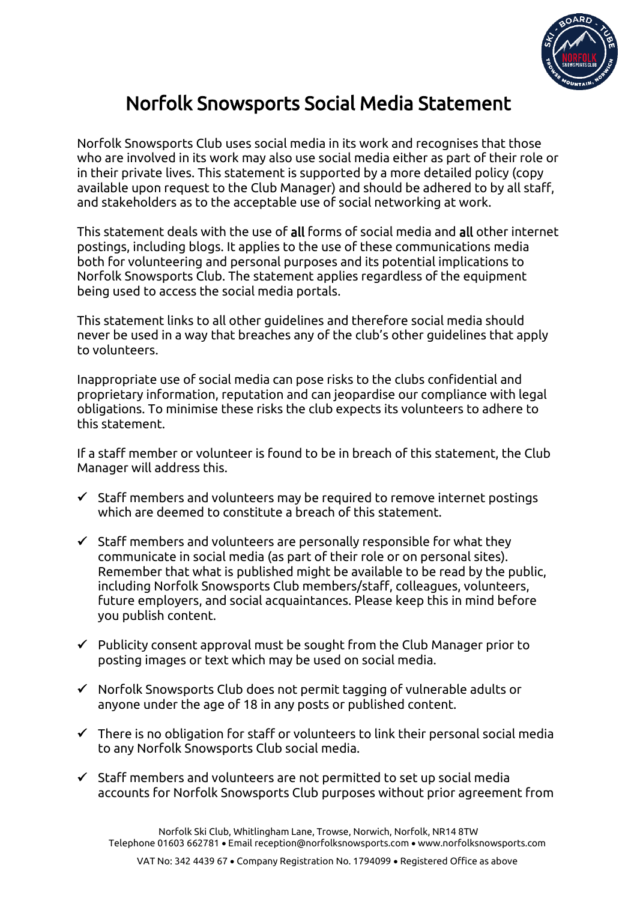# Norfolk Snowsports Social Media Statement

Norfolk Snowsports Club uses social media in its work and recognises that those who are involved in its work may also use social media either as part of their role or in their private lives. This statement is supported by a more detailed policy (copy available upon request to the Club Manager) and should be adhered to by all staff, and stakeholders as to the acceptable use of social networking at work.

This statement deals with the use of **all** forms of social media and **all** other internet postings, including blogs. It applies to the use of these communications media both for volunteering and personal purposes and its potential implications to Norfolk Snowsports Club. The statement applies regardless of the equipment being used to access the social media portals.

This statement links to all other guidelines and therefore social media should never be used in a way that breaches any of the club's other guidelines that apply to volunteers.

Inappropriate use of social media can pose risks to the clubs confidential and proprietary information, reputation and can jeopardise our compliance with legal obligations. To minimise these risks the club expects its volunteers to adhere to this statement.

If a staff member or volunteer is found to be in breach of this statement, the Club Manager will address this.

- ✓ Staff members and volunteers may be required to remove internet postings which are deemed to constitute a breach of this statement.
- ✓ Staff members and volunteers are personally responsible for what they communicate in social media (as part of their role or on personal sites). Remember that what is published might be available to be read by the public, including Norfolk Snowsports Club members/staff, colleagues, volunteers, future employers, and social acquaintances. Please keep this in mind before you publish content.
- ✓ Publicity consent approval must be sought from the Club Manager prior to posting images or text which may be used on social media.
- ✓ Norfolk Snowsports Club does not permit tagging of vulnerable adults or anyone under the age of 18 in any posts or published content.
- ✓ There is no obligation for staff or volunteers to link their personal social media to any Norfolk Snowsports Club social media.
- ✓ Staff members and volunteers are not permitted to set up social media accounts for Norfolk Snowsports Club purposes without prior agreement from

Norfolk Ski Club, Whitlingham Lane, Trowse, Norwich, Norfolk, NR14 8TW
Telephone 01603 662781 • Email reception@norfolksnowsports.com • www.norfolksnowsports.com

VAT No: 342 4439 67 • Company Registration No. 1794099 • Registered Office as above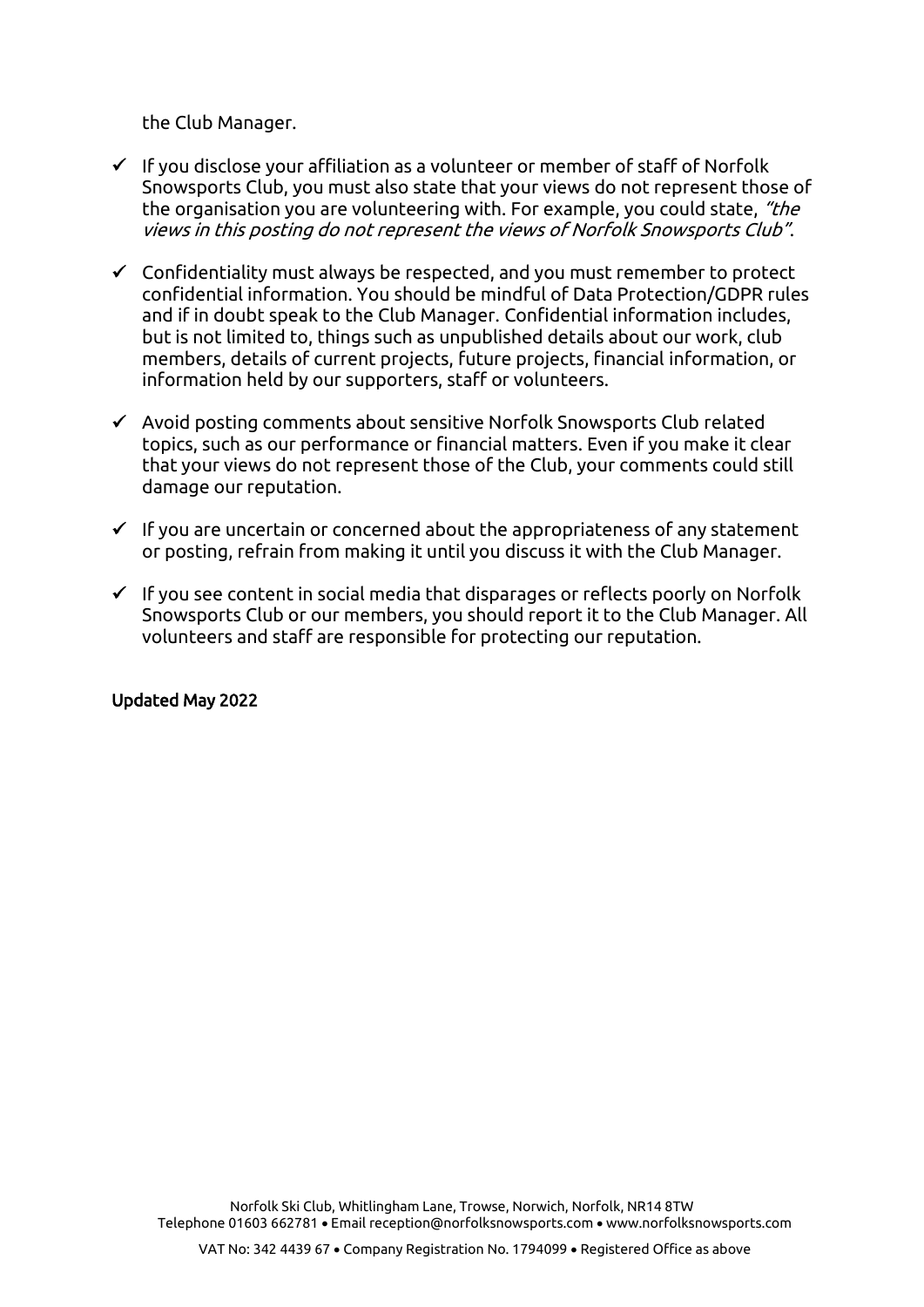the Club Manager.

- ✓ If you disclose your affiliation as a volunteer or member of staff of Norfolk Snowsports Club, you must also state that your views do not represent those of the organisation you are volunteering with. For example, you could state, *"the views in this posting do not represent the views of Norfolk Snowsports Club"*.

- ✓ Confidentiality must always be respected, and you must remember to protect confidential information. You should be mindful of Data Protection/GDPR rules and if in doubt speak to the Club Manager. Confidential information includes, but is not limited to, things such as unpublished details about our work, club members, details of current projects, future projects, financial information, or information held by our supporters, staff or volunteers.

- ✓ Avoid posting comments about sensitive Norfolk Snowsports Club related topics, such as our performance or financial matters. Even if you make it clear that your views do not represent those of the Club, your comments could still damage our reputation.

- ✓ If you are uncertain or concerned about the appropriateness of any statement or posting, refrain from making it until you discuss it with the Club Manager.

- ✓ If you see content in social media that disparages or reflects poorly on Norfolk Snowsports Club or our members, you should report it to the Club Manager. All volunteers and staff are responsible for protecting our reputation.

Updated May 2022

Norfolk Ski Club, Whitlingham Lane, Trowse, Norwich, Norfolk, NR14 8TW
Telephone 01603 662781 • Email reception@norfolksnowsports.com • www.norfolksnowsports.com

VAT No: 342 4439 67 • Company Registration No. 1794099 • Registered Office as above